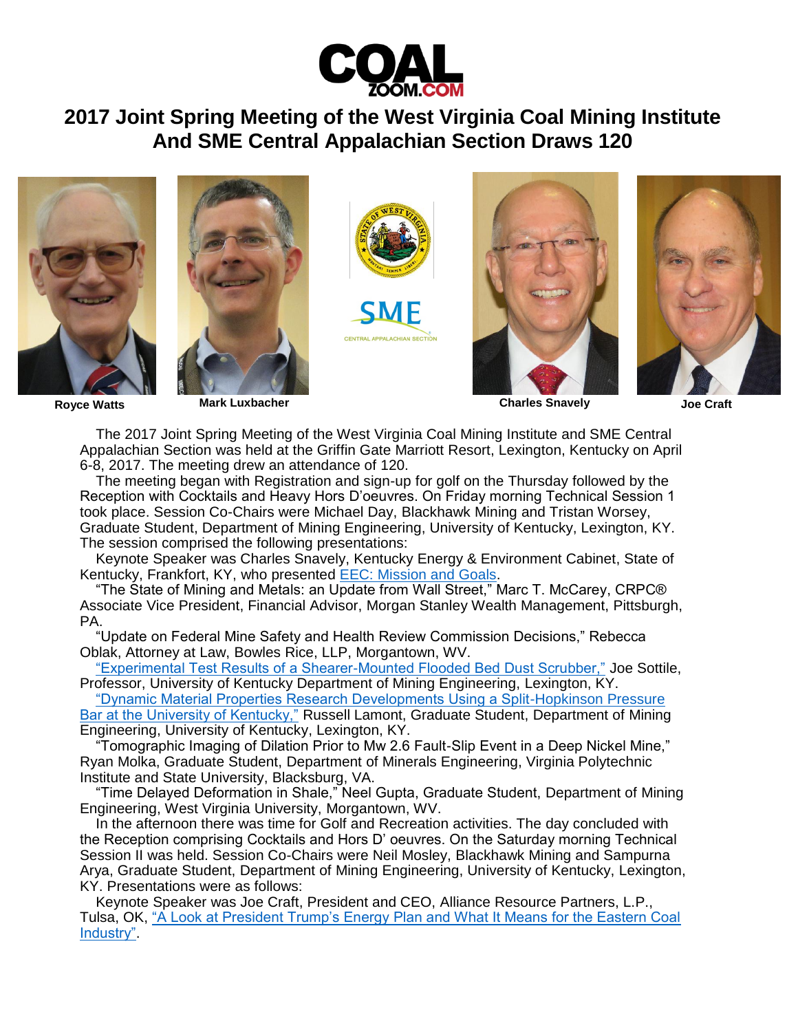# 2017 Joint Spring Meeting of the West Virginia Coal Mining Institute And SME Central Appalachian Section Draws 120

**Royce Watts** **Mark Luxbacher** **Charles Snavely** **Joe Craft**

The 2017 Joint Spring Meeting of the West Virginia Coal Mining Institute and SME Central Appalachian Section was held at the Griffin Gate Marriott Resort, Lexington, Kentucky on April 6-8, 2017. The meeting drew an attendance of 120.

The meeting began with Registration and sign-up for golf on the Thursday followed by the Reception with Cocktails and Heavy Hors D'oeuvres. On Friday morning Technical Session 1 took place. Session Co-Chairs were Michael Day, Blackhawk Mining and Tristan Worsey, Graduate Student, Department of Mining Engineering, University of Kentucky, Lexington, KY. The session comprised the following presentations:

Keynote Speaker was Charles Snavely, Kentucky Energy & Environment Cabinet, State of Kentucky, Frankfort, KY, who presented EEC: Mission and Goals.

"The State of Mining and Metals: an Update from Wall Street," Marc T. McCarey, CRPC® Associate Vice President, Financial Advisor, Morgan Stanley Wealth Management, Pittsburgh, PA.

"Update on Federal Mine Safety and Health Review Commission Decisions," Rebecca Oblak, Attorney at Law, Bowles Rice, LLP, Morgantown, WV.

"Experimental Test Results of a Shearer-Mounted Flooded Bed Dust Scrubber," Joe Sottile, Professor, University of Kentucky Department of Mining Engineering, Lexington, KY.

"Dynamic Material Properties Research Developments Using a Split-Hopkinson Pressure Bar at the University of Kentucky," Russell Lamont, Graduate Student, Department of Mining Engineering, University of Kentucky, Lexington, KY.

"Tomographic Imaging of Dilation Prior to Mw 2.6 Fault-Slip Event in a Deep Nickel Mine," Ryan Molka, Graduate Student, Department of Minerals Engineering, Virginia Polytechnic Institute and State University, Blacksburg, VA.

"Time Delayed Deformation in Shale," Neel Gupta, Graduate Student, Department of Mining Engineering, West Virginia University, Morgantown, WV.

In the afternoon there was time for Golf and Recreation activities. The day concluded with the Reception comprising Cocktails and Hors D' oeuvres. On the Saturday morning Technical Session II was held. Session Co-Chairs were Neil Mosley, Blackhawk Mining and Sampurna Arya, Graduate Student, Department of Mining Engineering, University of Kentucky, Lexington, KY. Presentations were as follows:

Keynote Speaker was Joe Craft, President and CEO, Alliance Resource Partners, L.P., Tulsa, OK, "A Look at President Trump's Energy Plan and What It Means for the Eastern Coal Industry".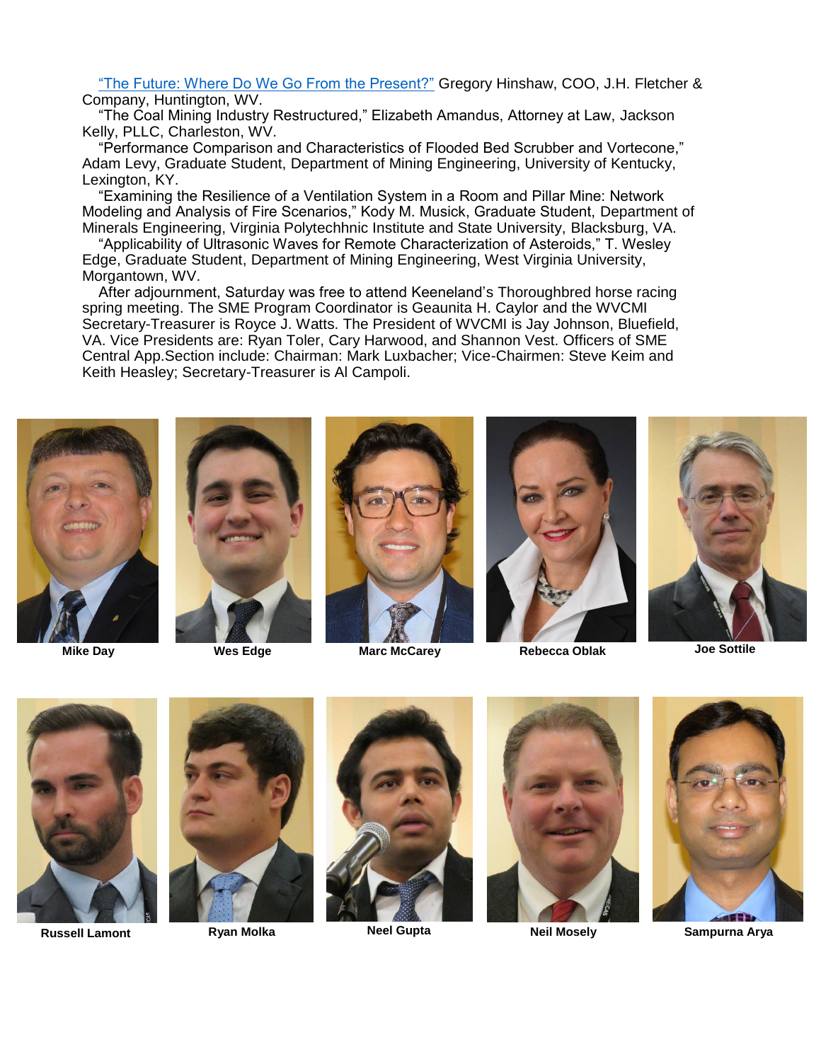"The Future: Where Do We Go From the Present?" Gregory Hinshaw, COO, J.H. Fletcher & Company, Huntington, WV.

"The Coal Mining Industry Restructured," Elizabeth Amandus, Attorney at Law, Jackson Kelly, PLLC, Charleston, WV.

"Performance Comparison and Characteristics of Flooded Bed Scrubber and Vortecone," Adam Levy, Graduate Student, Department of Mining Engineering, University of Kentucky, Lexington, KY.

"Examining the Resilience of a Ventilation System in a Room and Pillar Mine: Network Modeling and Analysis of Fire Scenarios," Kody M. Musick, Graduate Student, Department of Minerals Engineering, Virginia Polytechhnic Institute and State University, Blacksburg, VA.

"Applicability of Ultrasonic Waves for Remote Characterization of Asteroids," T. Wesley Edge, Graduate Student, Department of Mining Engineering, West Virginia University, Morgantown, WV.

After adjournment, Saturday was free to attend Keeneland's Thoroughbred horse racing spring meeting. The SME Program Coordinator is Geaunita H. Caylor and the WVCMI Secretary-Treasurer is Royce J. Watts. The President of WVCMI is Jay Johnson, Bluefield, VA. Vice Presidents are: Ryan Toler, Cary Harwood, and Shannon Vest. Officers of SME Central App.Section include: Chairman: Mark Luxbacher; Vice-Chairmen: Steve Keim and Keith Heasley; Secretary-Treasurer is Al Campoli.

**Mike Day** **Wes Edge** **Marc McCarey** **Rebecca Oblak** **Joe Sottile**

**Russell Lamont** **Ryan Molka** **Neel Gupta** **Neil Mosely** **Sampurna Arya**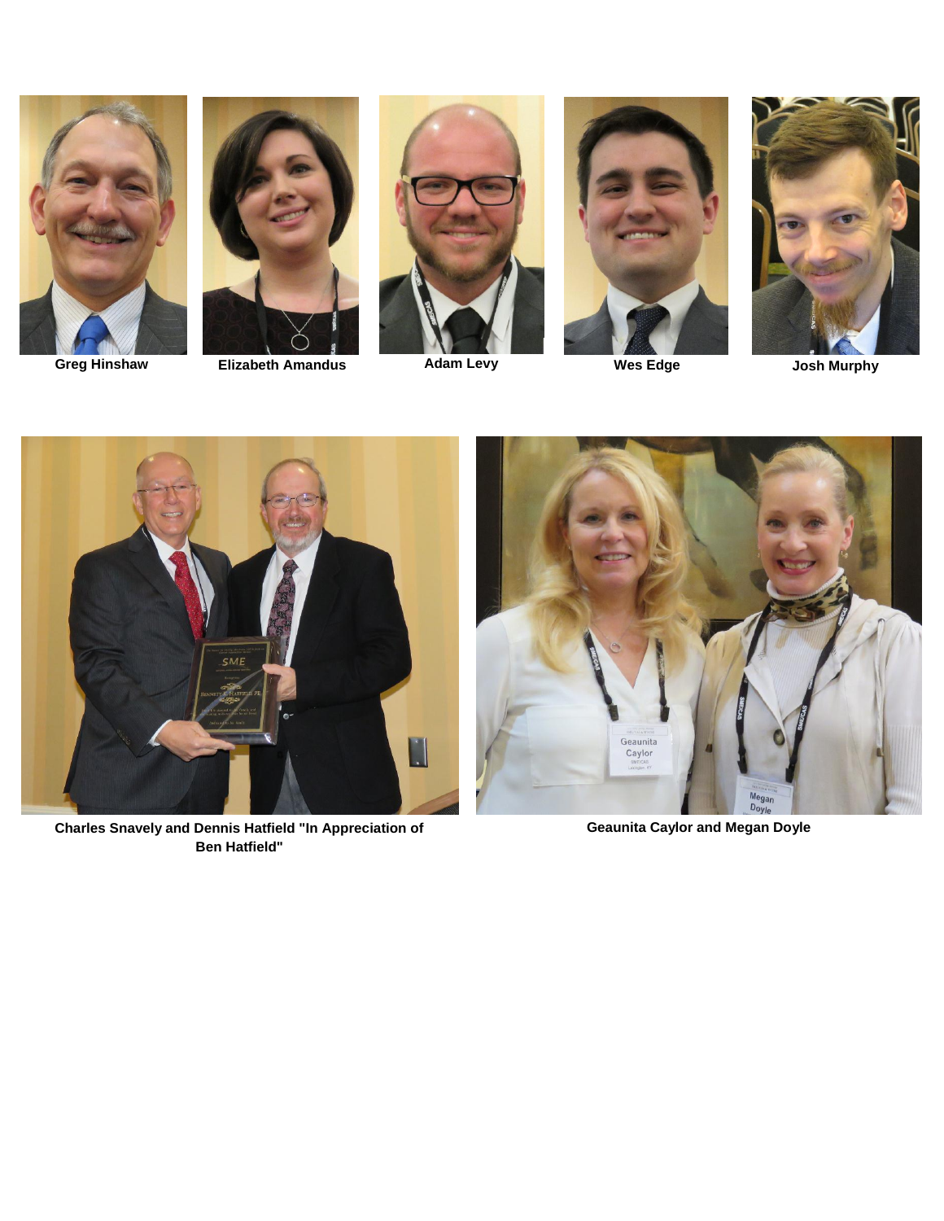Greg Hinshaw

Elizabeth Amandus

Adam Levy

Wes Edge

Josh Murphy

**Charles Snavely and Dennis Hatfield "In Appreciation of Ben Hatfield"**

**Geaunita Caylor and Megan Doyle**